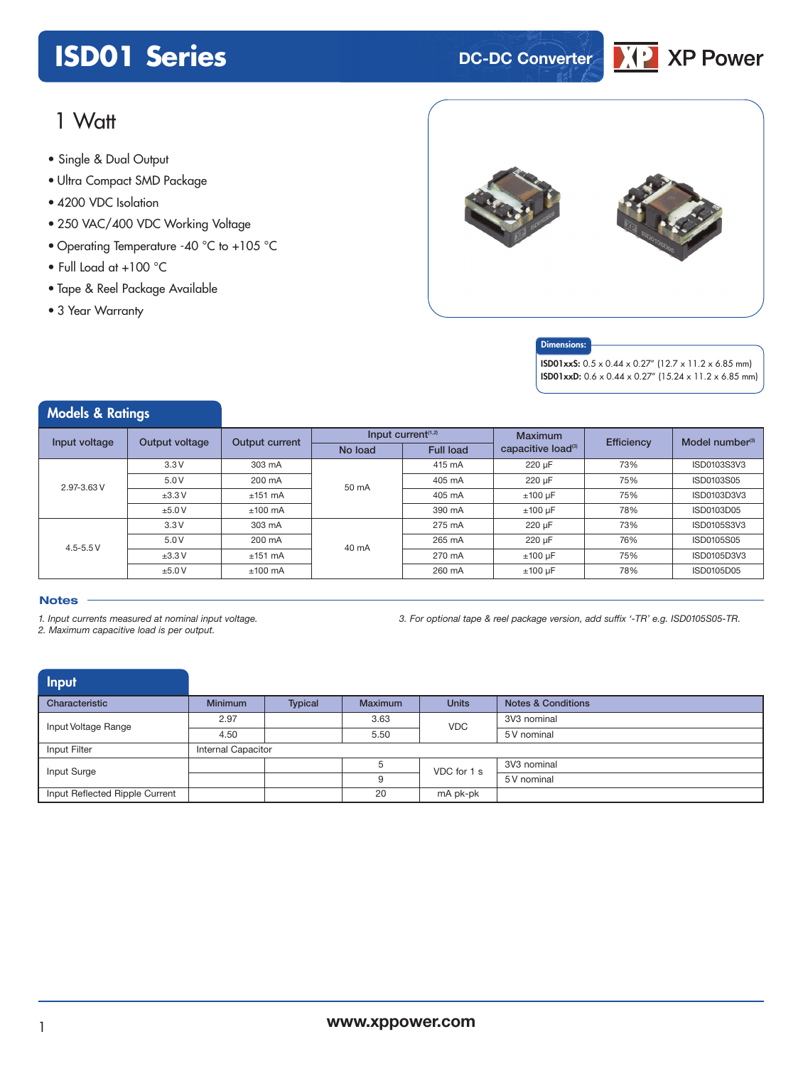# ISD01 Series

DC-DC Converter

XP Power

## 1 Watt

- Single & Dual Output
- Ultra Compact SMD Package
- 4200 VDC Isolation
- 250 VAC/400 VDC Working Voltage
- Operating Temperature -40 °C to +105 °C
- Full Load at +100 °C
- Tape & Reel Package Available
- 3 Year Warranty

**Dimensions:**

**ISD01xxS:** 0.5 x 0.44 x 0.27" (12.7 x 11.2 x 6.85 mm)
**ISD01xxD:** 0.6 x 0.44 x 0.27" (15.24 x 11.2 x 6.85 mm)

## Models & Ratings

| Input voltage | Output voltage | Output current | Input current[1,2] | | Maximum capacitive load[3] | Efficiency | Model number[3] |
|---|---|---|---|---|---|---|---|
| | | | No load | Full load | | | |
| 2.97-3.63 V | 3.3 V | 303 mA | 50 mA | 415 mA | 220 µF | 73% | ISD0103S3V3 |
| | 5.0 V | 200 mA | | 405 mA | 220 µF | 75% | ISD0103S05 |
| | ±3.3 V | ±151 mA | | 405 mA | ±100 µF | 75% | ISD0103D3V3 |
| | ±5.0 V | ±100 mA | | 390 mA | ±100 µF | 78% | ISD0103D05 |
| 4.5-5.5 V | 3.3 V | 303 mA | 40 mA | 275 mA | 220 µF | 73% | ISD0105S3V3 |
| | 5.0 V | 200 mA | | 265 mA | 220 µF | 76% | ISD0105S05 |
| | ±3.3 V | ±151 mA | | 270 mA | ±100 µF | 75% | ISD0105D3V3 |
| | ±5.0 V | ±100 mA | | 260 mA | ±100 µF | 78% | ISD0105D05 |

### Notes

*1. Input currents measured at nominal input voltage.*
*2. Maximum capacitive load is per output.*
*3. For optional tape & reel package version, add suffix '-TR' e.g. ISD0105S05-TR.*

## Input

| Characteristic | Minimum | Typical | Maximum | Units | Notes & Conditions |
|---|---|---|---|---|---|
| Input Voltage Range | 2.97 | | 3.63 | VDC | 3V3 nominal |
| | 4.50 | | 5.50 | | 5 V nominal |
| Input Filter | Internal Capacitor | | | | |
| Input Surge | | | 5 | VDC for 1 s | 3V3 nominal |
| | | | 9 | | 5 V nominal |
| Input Reflected Ripple Current | | | 20 | mA pk-pk | |

www.xppower.com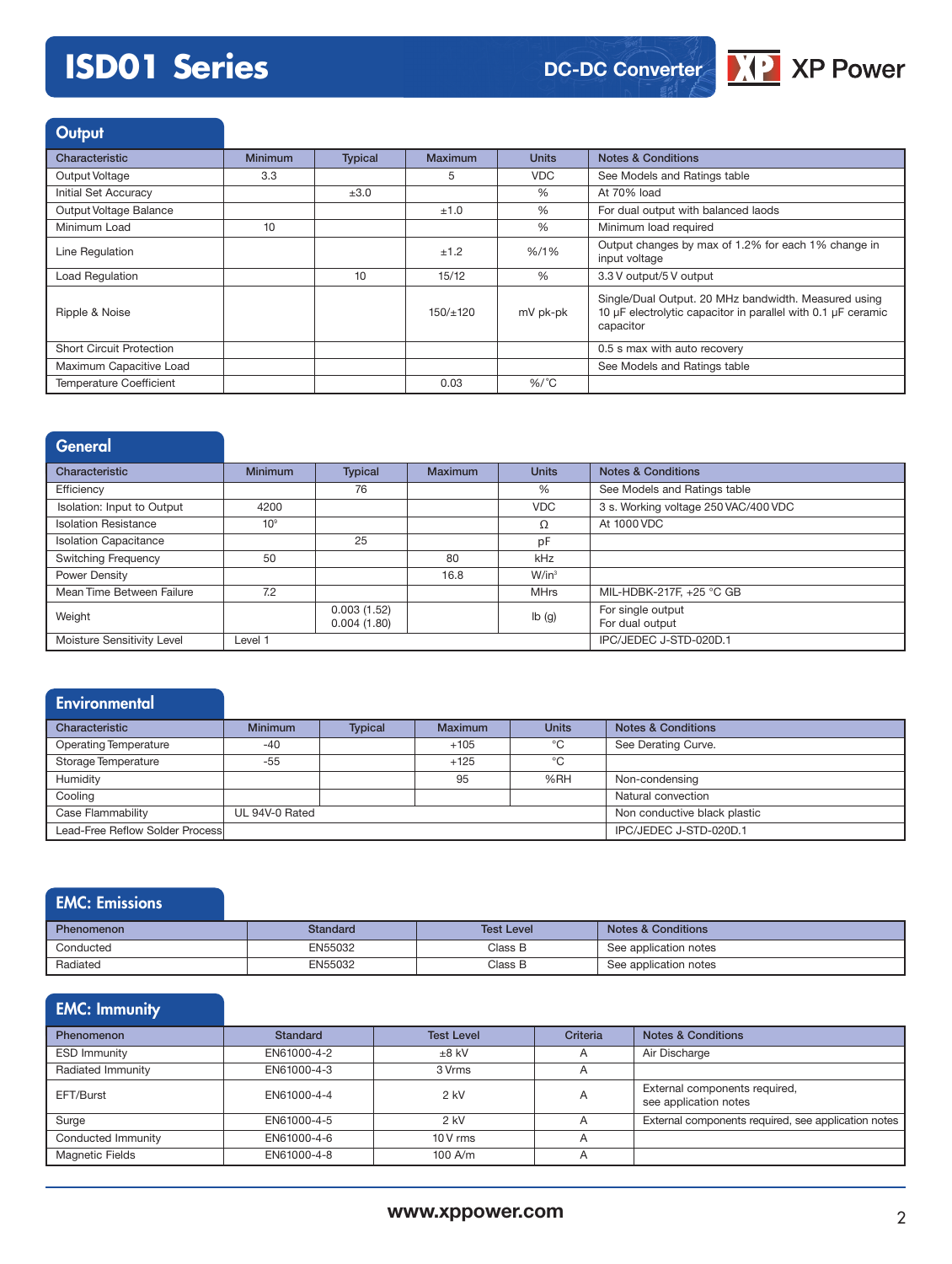# ISD01 Series

## Output

| Characteristic | Minimum | Typical | Maximum | Units | Notes & Conditions |
|---|---|---|---|---|---|
| Output Voltage | 3.3 | | 5 | VDC | See Models and Ratings table |
| Initial Set Accuracy | | ±3.0 | | % | At 70% load |
| Output Voltage Balance | | | ±1.0 | % | For dual output with balanced laods |
| Minimum Load | 10 | | | % | Minimum load required |
| Line Regulation | | | ±1.2 | %/1% | Output changes by max of 1.2% for each 1% change in input voltage |
| Load Regulation | | 10 | 15/12 | % | 3.3 V output/5 V output |
| Ripple & Noise | | | 150/±120 | mV pk-pk | Single/Dual Output. 20 MHz bandwidth. Measured using 10 µF electrolytic capacitor in parallel with 0.1 µF ceramic capacitor |
| Short Circuit Protection | | | | | 0.5 s max with auto recovery |
| Maximum Capacitive Load | | | | | See Models and Ratings table |
| Temperature Coefficient | | | 0.03 | %/°C | |

## General

| Characteristic | Minimum | Typical | Maximum | Units | Notes & Conditions |
|---|---|---|---|---|---|
| Efficiency | | 76 | | % | See Models and Ratings table |
| Isolation: Input to Output | 4200 | | | VDC | 3 s. Working voltage 250 VAC/400 VDC |
| Isolation Resistance | $10^9$ | | | Ω | At 1000 VDC |
| Isolation Capacitance | | 25 | | pF | |
| Switching Frequency | 50 | | 80 | kHz | |
| Power Density | | | 16.8 | W/in³ | |
| Mean Time Between Failure | 7.2 | | | MHrs | MIL-HDBK-217F, +25 °C GB |
| Weight | | 0.003 (1.52)<br>0.004 (1.80) | | lb (g) | For single output<br>For dual output |
| Moisture Sensitivity Level | Level 1 | | | | IPC/JEDEC J-STD-020D.1 |

## Environmental

| Characteristic | Minimum | Typical | Maximum | Units | Notes & Conditions |
|---|---|---|---|---|---|
| Operating Temperature | -40 | | +105 | °C | See Derating Curve. |
| Storage Temperature | -55 | | +125 | °C | |
| Humidity | | | 95 | %RH | Non-condensing |
| Cooling | | | | | Natural convection |
| Case Flammability | UL 94V-0 Rated | | | | Non conductive black plastic |
| Lead-Free Reflow Solder Process | | | | | IPC/JEDEC J-STD-020D.1 |

## EMC: Emissions

| Phenomenon | Standard | Test Level | Notes & Conditions |
|---|---|---|---|
| Conducted | EN55032 | Class B | See application notes |
| Radiated | EN55032 | Class B | See application notes |

## EMC: Immunity

| Phenomenon | Standard | Test Level | Criteria | Notes & Conditions |
|---|---|---|---|---|
| ESD Immunity | EN61000-4-2 | ±8 kV | A | Air Discharge |
| Radiated Immunity | EN61000-4-3 | 3 Vrms | A | |
| EFT/Burst | EN61000-4-4 | 2 kV | A | External components required, see application notes |
| Surge | EN61000-4-5 | 2 kV | A | External components required, see application notes |
| Conducted Immunity | EN61000-4-6 | 10 V rms | A | |
| Magnetic Fields | EN61000-4-8 | 100 A/m | A | |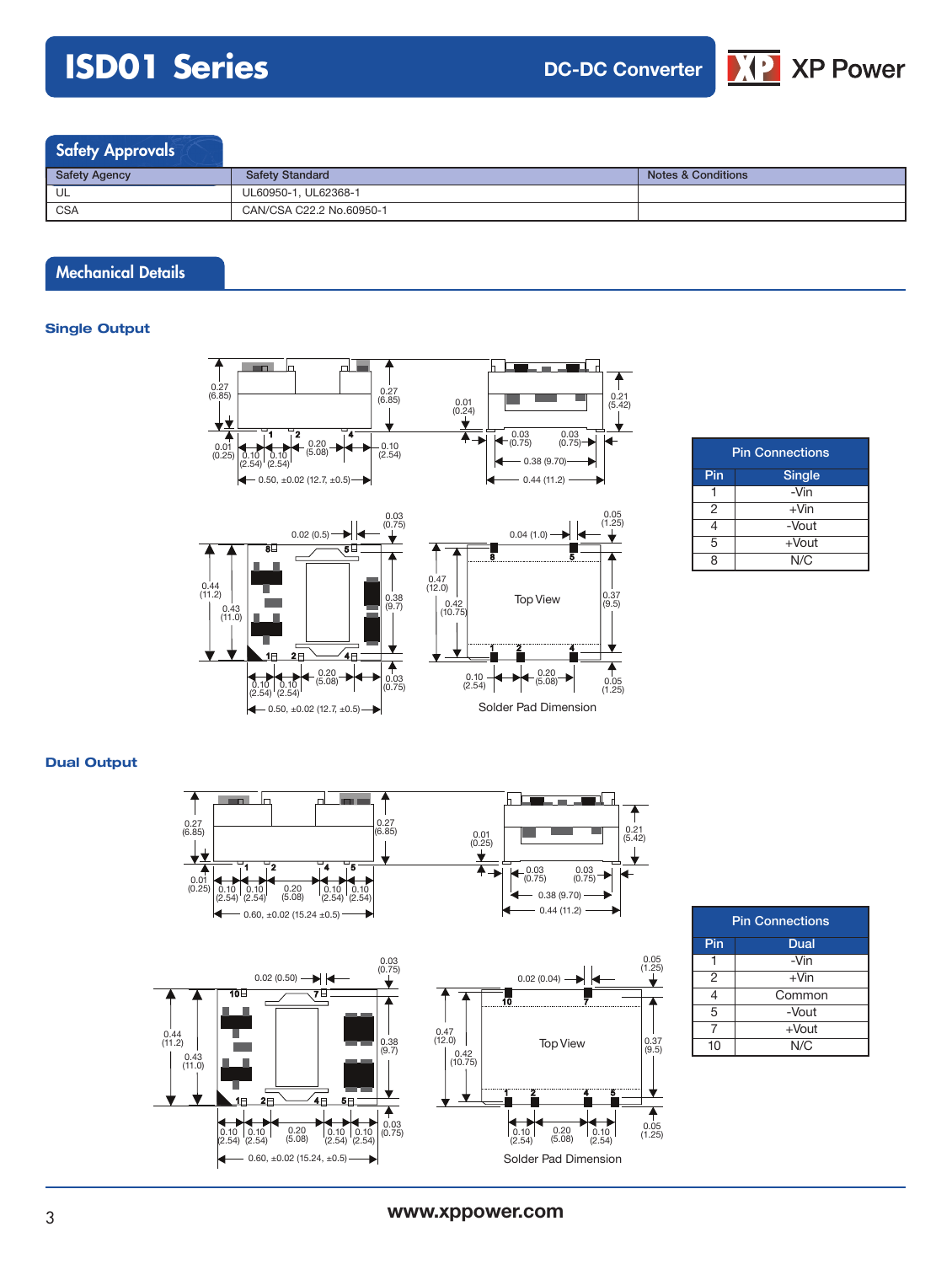## Safety Approvals

| Safety Agency | Safety Standard | Notes & Conditions |
|---|---|---|
| UL | UL60950-1, UL62368-1 | |
| CSA | CAN/CSA C22.2 No.60950-1 | |

## Mechanical Details

### Single Output

0.27 (6.85)
0.27 (6.85)
0.01 (0.24)
0.21 (5.42)
0.01 (0.25)
0.10 (2.54)
0.10 (2.54)
0.20 (5.08)
0.10 (2.54)
0.03 (0.75)
0.03 (0.75)
0.38 (9.70)
0.50, ±0.02 (12.7, ±0.5)
0.44 (11.2)
0.02 (0.5)
0.03 (0.75)
0.04 (1.0)
0.05 (1.25)
0.44 (11.2)
0.43 (11.0)
0.38 (9.7)
0.47 (12.0)
0.42 (10.75)
Top View
0.37 (9.5)
0.10 (2.54)
0.10 (2.54)
0.20 (5.08)
0.03 (0.75)
0.10 (2.54)
0.20 (5.08)
0.05 (1.25)
0.50, ±0.02 (12.7, ±0.5)
Solder Pad Dimension

| Pin Connections | |
|---|---|
| **Pin** | **Single** |
| 1 | -Vin |
| 2 | +Vin |
| 4 | -Vout |
| 5 | +Vout |
| 8 | N/C |

### Dual Output

0.27 (6.85)
0.27 (6.85)
0.01 (0.25)
0.21 (5.42)
0.01 (0.25)
0.10 (2.54)
0.10 (2.54)
0.20 (5.08)
0.10 (2.54)
0.10 (2.54)
0.03 (0.75)
0.03 (0.75)
0.38 (9.70)
0.60, ±0.02 (15.24 ±0.5)
0.44 (11.2)
0.02 (0.50)
0.03 (0.75)
0.02 (0.04)
0.05 (1.25)
0.44 (11.2)
0.43 (11.0)
0.38 (9.7)
0.47 (12.0)
0.42 (10.75)
Top View
0.37 (9.5)
0.10 (2.54)
0.10 (2.54)
0.20 (5.08)
0.10 (2.54)
0.10 (2.54)
0.03 (0.75)
0.10 (2.54)
0.20 (5.08)
0.10 (2.54)
0.05 (1.25)
0.60, ±0.02 (15.24, ±0.5)
Solder Pad Dimension

| Pin Connections | |
|---|---|
| **Pin** | **Dual** |
| 1 | -Vin |
| 2 | +Vin |
| 4 | Common |
| 5 | -Vout |
| 7 | +Vout |
| 10 | N/C |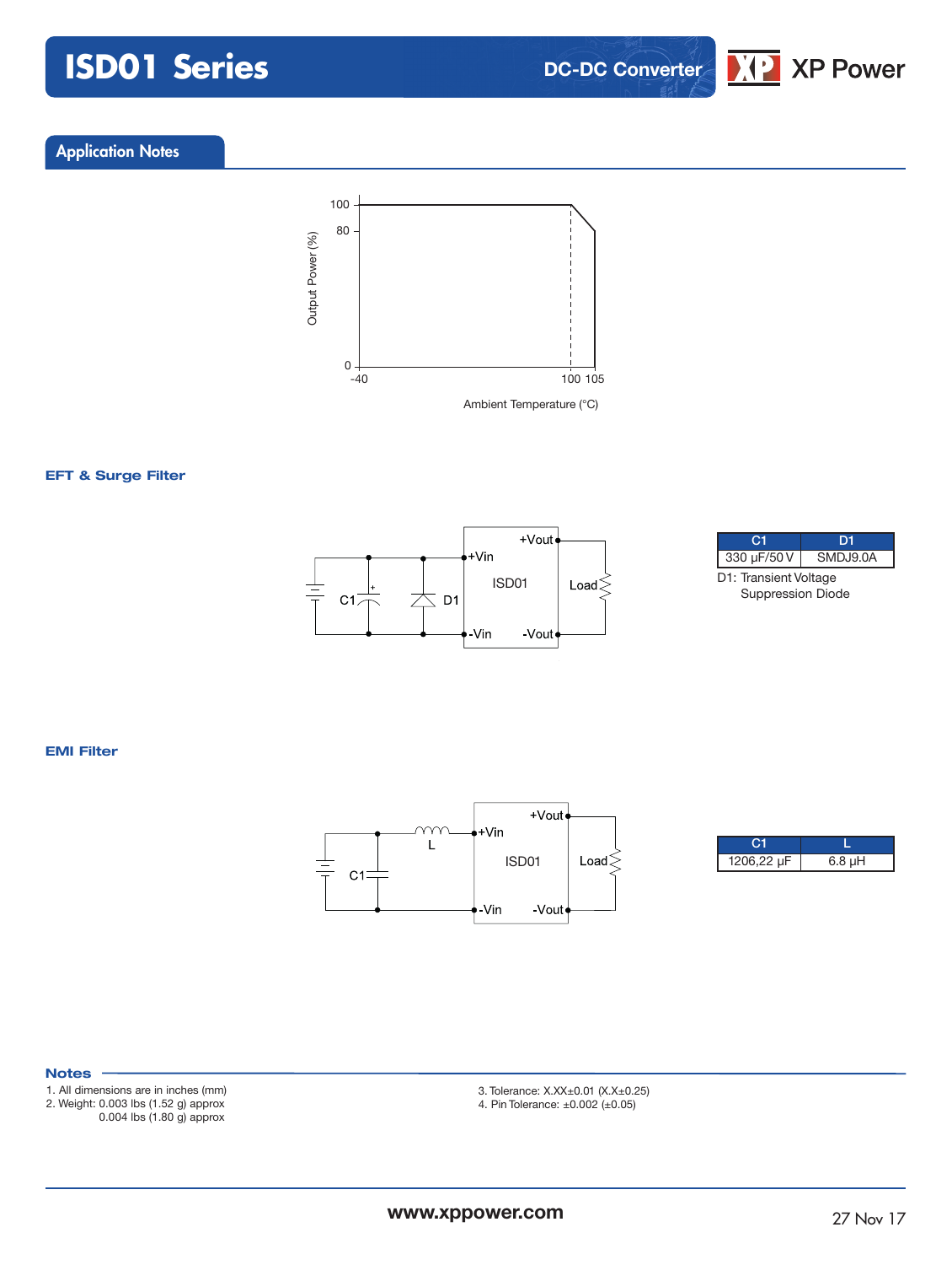## Application Notes

100
80
0
-40
100 105
Output Power (%)
Ambient Temperature (°C)

### EFT & Surge Filter

+Vout
+Vin
ISD01
Load
C1
D1
-Vin
-Vout

| C1 | D1 |
|---|---|
| 330 µF/50 V | SMDJ9.0A |

D1: Transient Voltage Suppression Diode

### EMI Filter

+Vout
L
+Vin
ISD01
Load
C1
-Vin
-Vout

| C1 | L |
|---|---|
| 1206,22 µF | 6.8 µH |

### Notes

1. All dimensions are in inches (mm)
2. Weight: 0.003 lbs (1.52 g) approx
   0.004 lbs (1.80 g) approx
3. Tolerance: X.XX±0.01 (X.X±0.25)
4. Pin Tolerance: ±0.002 (±0.05)